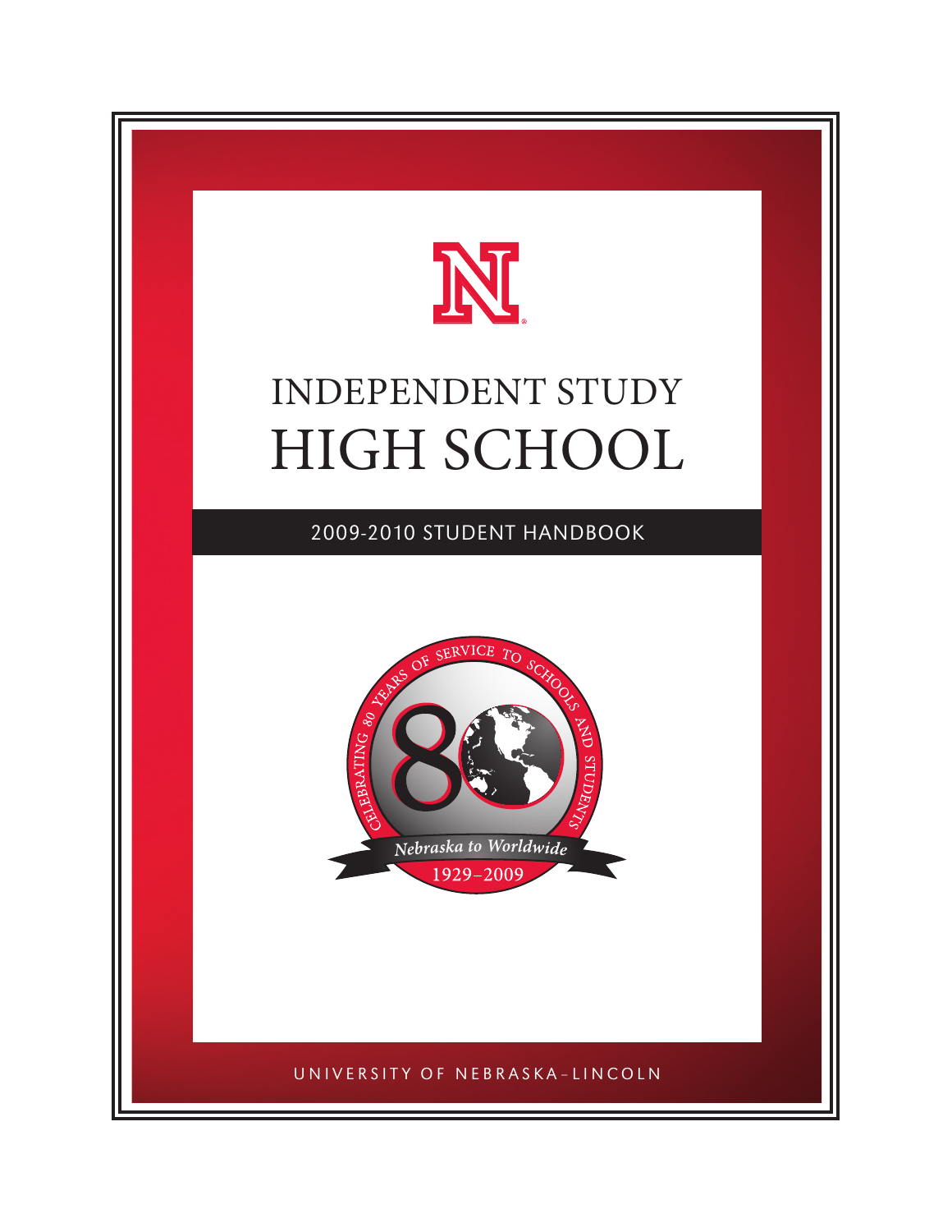# INDEPENDENT STUDY HIGH SCHOOL

## 2009-2010 STUDENT HANDBOOK

CELEBRATING 80 YEARS OF SERVICE TO SCHOOLS AND STUDENTS

*Nebraska to Worldwide*

1929–2009

UNIVERSITY OF NEBRASKA–LINCOLN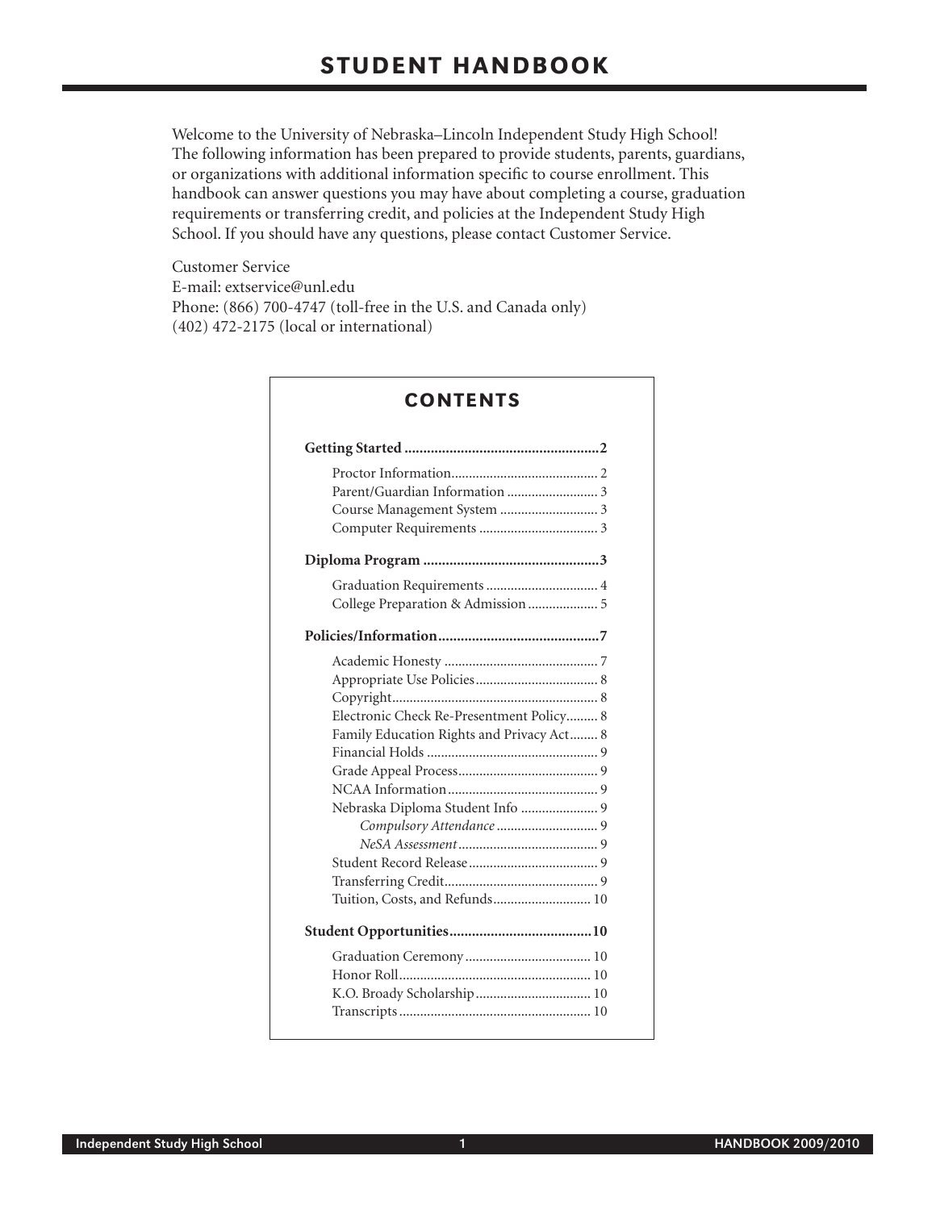# STUDENT HANDBOOK

Welcome to the University of Nebraska–Lincoln Independent Study High School! The following information has been prepared to provide students, parents, guardians, or organizations with additional information specific to course enrollment. This handbook can answer questions you may have about completing a course, graduation requirements or transferring credit, and policies at the Independent Study High School. If you should have any questions, please contact Customer Service.

Customer Service
E-mail: extservice@unl.edu
Phone: (866) 700-4747 (toll-free in the U.S. and Canada only)
(402) 472-2175 (local or international)

## CONTENTS

**Getting Started** .......... **2**

- Proctor Information .......... 2
- Parent/Guardian Information .......... 3
- Course Management System .......... 3
- Computer Requirements .......... 3

**Diploma Program** .......... **3**

- Graduation Requirements .......... 4
- College Preparation & Admission .......... 5

**Policies/Information** .......... **7**

- Academic Honesty .......... 7
- Appropriate Use Policies .......... 8
- Copyright .......... 8
- Electronic Check Re-Presentment Policy .......... 8
- Family Education Rights and Privacy Act .......... 8
- Financial Holds .......... 9
- Grade Appeal Process .......... 9
- NCAA Information .......... 9
- Nebraska Diploma Student Info .......... 9
  - *Compulsory Attendance* .......... 9
  - *NeSA Assessment* .......... 9
- Student Record Release .......... 9
- Transferring Credit .......... 9
- Tuition, Costs, and Refunds .......... 10

**Student Opportunities** .......... **10**

- Graduation Ceremony .......... 10
- Honor Roll .......... 10
- K.O. Broady Scholarship .......... 10
- Transcripts .......... 10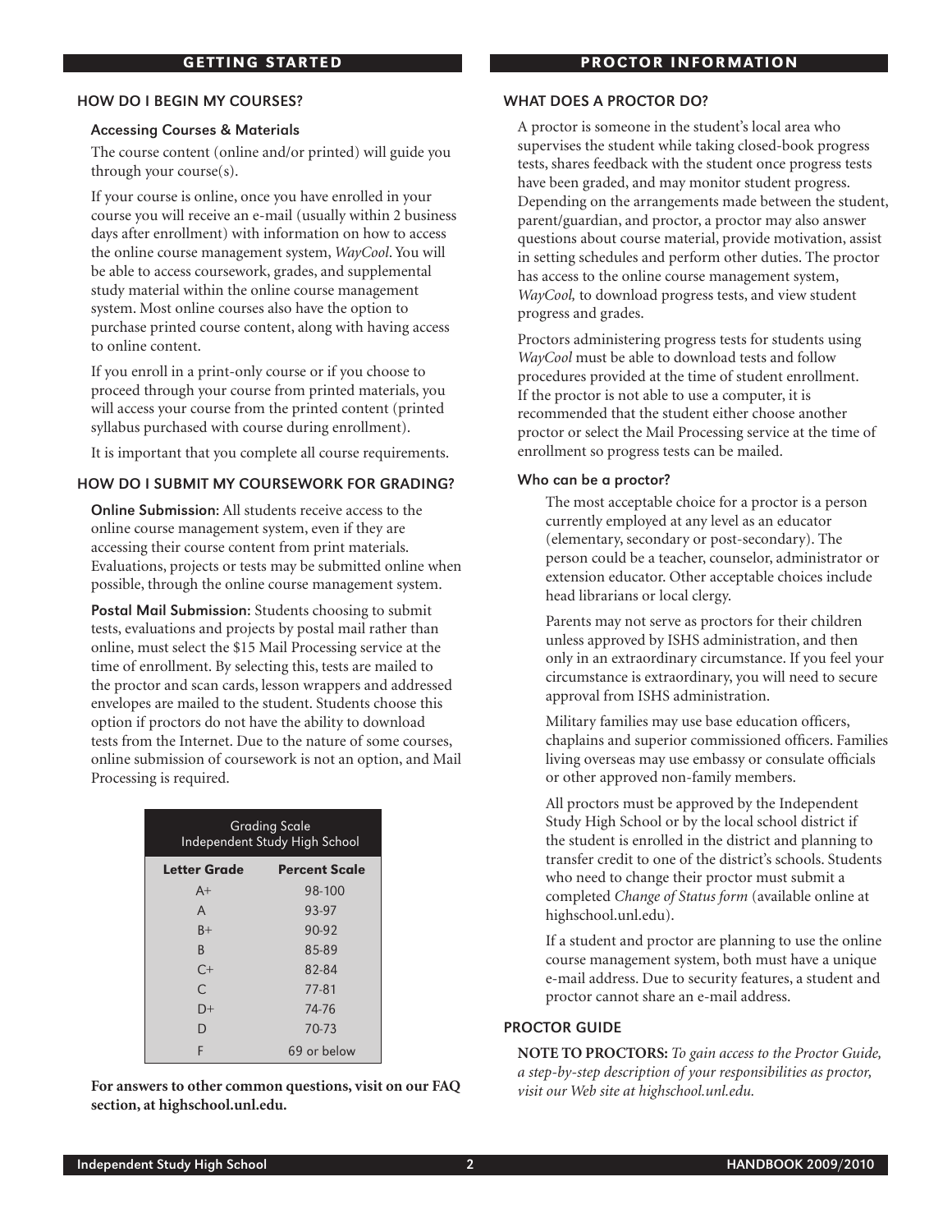## GETTING STARTED

### HOW DO I BEGIN MY COURSES?

#### Accessing Courses & Materials

The course content (online and/or printed) will guide you through your course(s).

If your course is online, once you have enrolled in your course you will receive an e-mail (usually within 2 business days after enrollment) with information on how to access the online course management system, *WayCool*. You will be able to access coursework, grades, and supplemental study material within the online course management system. Most online courses also have the option to purchase printed course content, along with having access to online content.

If you enroll in a print-only course or if you choose to proceed through your course from printed materials, you will access your course from the printed content (printed syllabus purchased with course during enrollment).

It is important that you complete all course requirements.

### HOW DO I SUBMIT MY COURSEWORK FOR GRADING?

**Online Submission:** All students receive access to the online course management system, even if they are accessing their course content from print materials. Evaluations, projects or tests may be submitted online when possible, through the online course management system.

**Postal Mail Submission:** Students choosing to submit tests, evaluations and projects by postal mail rather than online, must select the $15 Mail Processing service at the time of enrollment. By selecting this, tests are mailed to the proctor and scan cards, lesson wrappers and addressed envelopes are mailed to the student. Students choose this option if proctors do not have the ability to download tests from the Internet. Due to the nature of some courses, online submission of coursework is not an option, and Mail Processing is required.

| Grading Scale Independent Study High School | |
|---|---|
| **Letter Grade** | **Percent Scale** |
| A+ | 98-100 |
| A | 93-97 |
| B+ | 90-92 |
| B | 85-89 |
| C+ | 82-84 |
| C | 77-81 |
| D+ | 74-76 |
| D | 70-73 |
| F | 69 or below |

**For answers to other common questions, visit on our FAQ section, at highschool.unl.edu.**

## PROCTOR INFORMATION

### WHAT DOES A PROCTOR DO?

A proctor is someone in the student's local area who supervises the student while taking closed-book progress tests, shares feedback with the student once progress tests have been graded, and may monitor student progress. Depending on the arrangements made between the student, parent/guardian, and proctor, a proctor may also answer questions about course material, provide motivation, assist in setting schedules and perform other duties. The proctor has access to the online course management system, *WayCool,* to download progress tests, and view student progress and grades.

Proctors administering progress tests for students using *WayCool* must be able to download tests and follow procedures provided at the time of student enrollment. If the proctor is not able to use a computer, it is recommended that the student either choose another proctor or select the Mail Processing service at the time of enrollment so progress tests can be mailed.

#### Who can be a proctor?

The most acceptable choice for a proctor is a person currently employed at any level as an educator (elementary, secondary or post-secondary). The person could be a teacher, counselor, administrator or extension educator. Other acceptable choices include head librarians or local clergy.

Parents may not serve as proctors for their children unless approved by ISHS administration, and then only in an extraordinary circumstance. If you feel your circumstance is extraordinary, you will need to secure approval from ISHS administration.

Military families may use base education officers, chaplains and superior commissioned officers. Families living overseas may use embassy or consulate officials or other approved non-family members.

All proctors must be approved by the Independent Study High School or by the local school district if the student is enrolled in the district and planning to transfer credit to one of the district's schools. Students who need to change their proctor must submit a completed *Change of Status form* (available online at highschool.unl.edu).

If a student and proctor are planning to use the online course management system, both must have a unique e-mail address. Due to security features, a student and proctor cannot share an e-mail address.

### PROCTOR GUIDE

**NOTE TO PROCTORS:** *To gain access to the Proctor Guide, a step-by-step description of your responsibilities as proctor, visit our Web site at highschool.unl.edu.*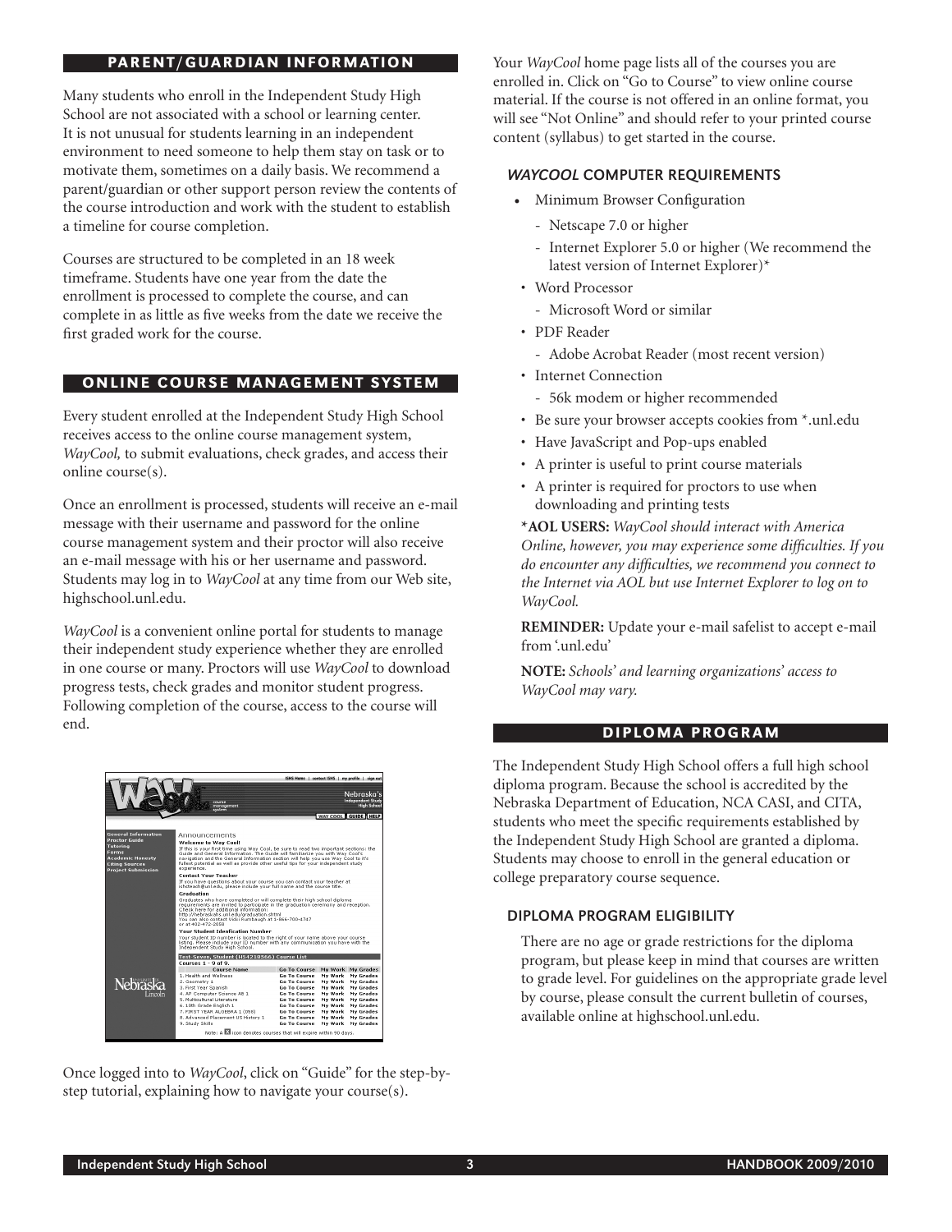## PARENT/GUARDIAN INFORMATION

Many students who enroll in the Independent Study High School are not associated with a school or learning center. It is not unusual for students learning in an independent environment to need someone to help them stay on task or to motivate them, sometimes on a daily basis. We recommend a parent/guardian or other support person review the contents of the course introduction and work with the student to establish a timeline for course completion.

Courses are structured to be completed in an 18 week timeframe. Students have one year from the date the enrollment is processed to complete the course, and can complete in as little as five weeks from the date we receive the first graded work for the course.

## ONLINE COURSE MANAGEMENT SYSTEM

Every student enrolled at the Independent Study High School receives access to the online course management system, *WayCool,* to submit evaluations, check grades, and access their online course(s).

Once an enrollment is processed, students will receive an e-mail message with their username and password for the online course management system and their proctor will also receive an e-mail message with his or her username and password. Students may log in to *WayCool* at any time from our Web site, highschool.unl.edu.

*WayCool* is a convenient online portal for students to manage their independent study experience whether they are enrolled in one course or many. Proctors will use *WayCool* to download progress tests, check grades and monitor student progress. Following completion of the course, access to the course will end.

Once logged into to *WayCool*, click on "Guide" for the step-by-step tutorial, explaining how to navigate your course(s).

Your *WayCool* home page lists all of the courses you are enrolled in. Click on "Go to Course" to view online course material. If the course is not offered in an online format, you will see "Not Online" and should refer to your printed course content (syllabus) to get started in the course.

### *WAYCOOL* COMPUTER REQUIREMENTS

- Minimum Browser Configuration
  - Netscape 7.0 or higher
  - Internet Explorer 5.0 or higher (We recommend the latest version of Internet Explorer)*
- Word Processor
  - Microsoft Word or similar
- PDF Reader
  - Adobe Acrobat Reader (most recent version)
- Internet Connection
  - 56k modem or higher recommended
- Be sure your browser accepts cookies from *.unl.edu
- Have JavaScript and Pop-ups enabled
- A printer is useful to print course materials
- A printer is required for proctors to use when downloading and printing tests

***AOL USERS:** *WayCool should interact with America Online, however, you may experience some difficulties. If you do encounter any difficulties, we recommend you connect to the Internet via AOL but use Internet Explorer to log on to WayCool.*

**REMINDER:** Update your e-mail safelist to accept e-mail from '.unl.edu'

**NOTE:** *Schools' and learning organizations' access to WayCool may vary.*

## DIPLOMA PROGRAM

The Independent Study High School offers a full high school diploma program. Because the school is accredited by the Nebraska Department of Education, NCA CASI, and CITA, students who meet the specific requirements established by the Independent Study High School are granted a diploma. Students may choose to enroll in the general education or college preparatory course sequence.

### DIPLOMA PROGRAM ELIGIBILITY

There are no age or grade restrictions for the diploma program, but please keep in mind that courses are written to grade level. For guidelines on the appropriate grade level by course, please consult the current bulletin of courses, available online at highschool.unl.edu.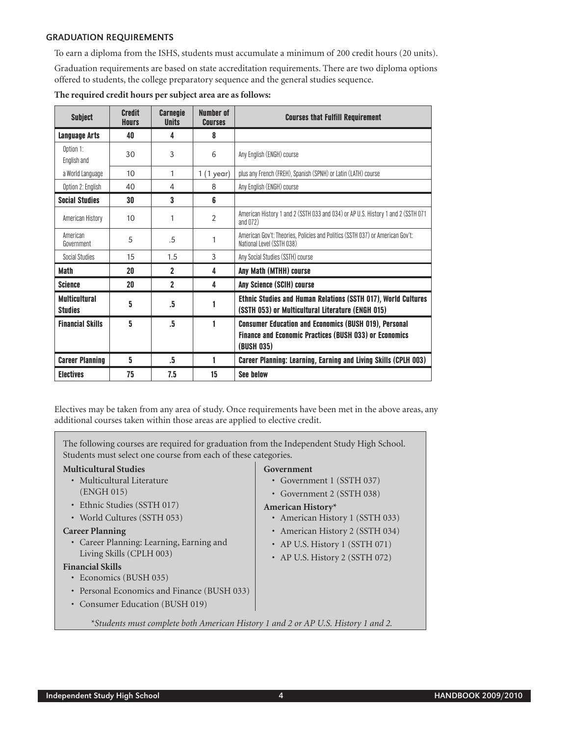## GRADUATION REQUIREMENTS

To earn a diploma from the ISHS, students must accumulate a minimum of 200 credit hours (20 units).

Graduation requirements are based on state accreditation requirements. There are two diploma options offered to students, the college preparatory sequence and the general studies sequence.

**The required credit hours per subject area are as follows:**

| Subject | Credit Hours | Carnegie Units | Number of Courses | Courses that Fulfill Requirement |
|---|---|---|---|---|
| **Language Arts** | **40** | **4** | **8** | |
| Option 1: English and | 30 | 3 | 6 | Any English (ENGH) course |
| a World Language | 10 | 1 | 1 (1 year) | plus any French (FREH), Spanish (SPNH) or Latin (LATH) course |
| Option 2: English | 40 | 4 | 8 | Any English (ENGH) course |
| **Social Studies** | **30** | **3** | **6** | |
| American History | 10 | 1 | 2 | American History 1 and 2 (SSTH 033 and 034) or AP U.S. History 1 and 2 (SSTH 071 and 072) |
| American Government | 5 | .5 | 1 | American Gov't: Theories, Policies and Politics (SSTH 037) or American Gov't: National Level (SSTH 038) |
| Social Studies | 15 | 1.5 | 3 | Any Social Studies (SSTH) course |
| **Math** | **20** | **2** | **4** | **Any Math (MTHH) course** |
| **Science** | **20** | **2** | **4** | **Any Science (SCIH) course** |
| **Multicultural Studies** | **5** | **.5** | **1** | **Ethnic Studies and Human Relations (SSTH 017), World Cultures (SSTH 053) or Multicultural Literature (ENGH 015)** |
| **Financial Skills** | **5** | **.5** | **1** | **Consumer Education and Economics (BUSH 019), Personal Finance and Economic Practices (BUSH 033) or Economics (BUSH 035)** |
| **Career Planning** | **5** | **.5** | **1** | **Career Planning: Learning, Earning and Living Skills (CPLH 003)** |
| **Electives** | **75** | **7.5** | **15** | **See below** |

Electives may be taken from any area of study. Once requirements have been met in the above areas, any additional courses taken within those areas are applied to elective credit.

The following courses are required for graduation from the Independent Study High School. Students must select one course from each of these categories.

**Multicultural Studies**
- Multicultural Literature (ENGH 015)
- Ethnic Studies (SSTH 017)
- World Cultures (SSTH 053)

**Career Planning**
- Career Planning: Learning, Earning and Living Skills (CPLH 003)

**Financial Skills**
- Economics (BUSH 035)
- Personal Economics and Finance (BUSH 033)
- Consumer Education (BUSH 019)

**Government**
- Government 1 (SSTH 037)
- Government 2 (SSTH 038)

**American History***
- American History 1 (SSTH 033)
- American History 2 (SSTH 034)
- AP U.S. History 1 (SSTH 071)
- AP U.S. History 2 (SSTH 072)

**Students must complete both American History 1 and 2 or AP U.S. History 1 and 2.*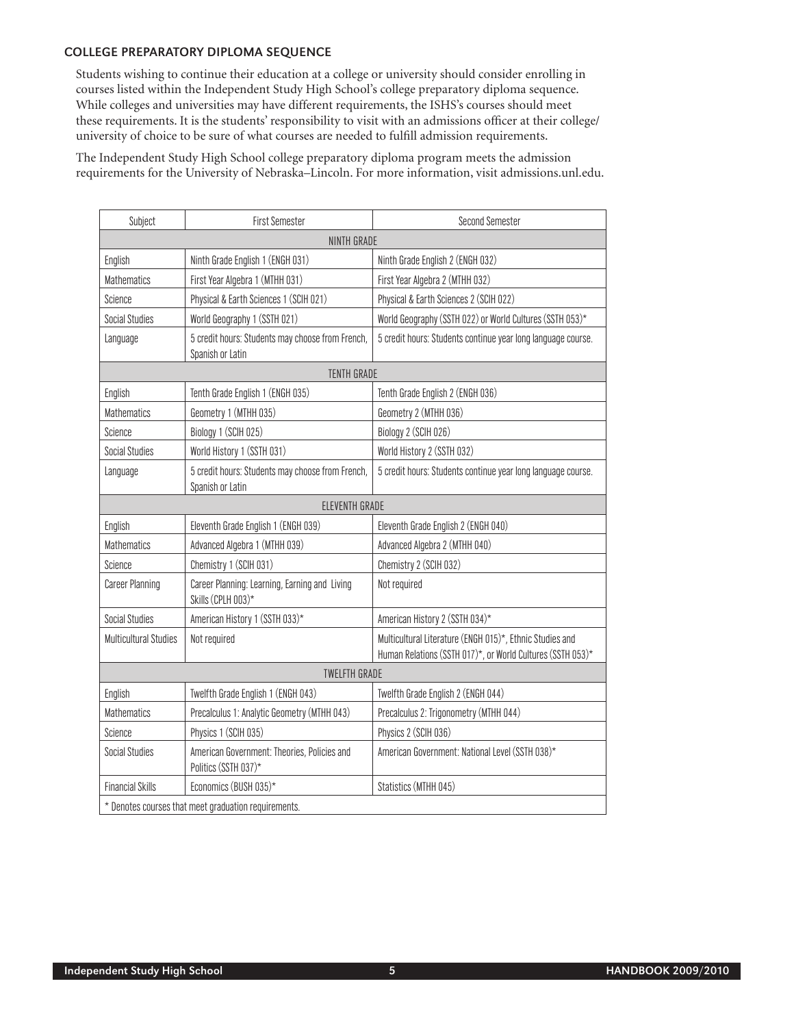### COLLEGE PREPARATORY DIPLOMA SEQUENCE

Students wishing to continue their education at a college or university should consider enrolling in courses listed within the Independent Study High School's college preparatory diploma sequence. While colleges and universities may have different requirements, the ISHS's courses should meet these requirements. It is the students' responsibility to visit with an admissions officer at their college/ university of choice to be sure of what courses are needed to fulfill admission requirements.

The Independent Study High School college preparatory diploma program meets the admission requirements for the University of Nebraska–Lincoln. For more information, visit admissions.unl.edu.

| Subject | First Semester | Second Semester |
|---|---|---|
| NINTH GRADE | | |
| English | Ninth Grade English 1 (ENGH 031) | Ninth Grade English 2 (ENGH 032) |
| Mathematics | First Year Algebra 1 (MTHH 031) | First Year Algebra 2 (MTHH 032) |
| Science | Physical & Earth Sciences 1 (SCIH 021) | Physical & Earth Sciences 2 (SCIH 022) |
| Social Studies | World Geography 1 (SSTH 021) | World Geography (SSTH 022) or World Cultures (SSTH 053)* |
| Language | 5 credit hours: Students may choose from French, Spanish or Latin | 5 credit hours: Students continue year long language course. |
| TENTH GRADE | | |
| English | Tenth Grade English 1 (ENGH 035) | Tenth Grade English 2 (ENGH 036) |
| Mathematics | Geometry 1 (MTHH 035) | Geometry 2 (MTHH 036) |
| Science | Biology 1 (SCIH 025) | Biology 2 (SCIH 026) |
| Social Studies | World History 1 (SSTH 031) | World History 2 (SSTH 032) |
| Language | 5 credit hours: Students may choose from French, Spanish or Latin | 5 credit hours: Students continue year long language course. |
| ELEVENTH GRADE | | |
| English | Eleventh Grade English 1 (ENGH 039) | Eleventh Grade English 2 (ENGH 040) |
| Mathematics | Advanced Algebra 1 (MTHH 039) | Advanced Algebra 2 (MTHH 040) |
| Science | Chemistry 1 (SCIH 031) | Chemistry 2 (SCIH 032) |
| Career Planning | Career Planning: Learning, Earning and Living Skills (CPLH 003)* | Not required |
| Social Studies | American History 1 (SSTH 033)* | American History 2 (SSTH 034)* |
| Multicultural Studies | Not required | Multicultural Literature (ENGH 015)*, Ethnic Studies and Human Relations (SSTH 017)*, or World Cultures (SSTH 053)* |
| TWELFTH GRADE | | |
| English | Twelfth Grade English 1 (ENGH 043) | Twelfth Grade English 2 (ENGH 044) |
| Mathematics | Precalculus 1: Analytic Geometry (MTHH 043) | Precalculus 2: Trigonometry (MTHH 044) |
| Science | Physics 1 (SCIH 035) | Physics 2 (SCIH 036) |
| Social Studies | American Government: Theories, Policies and Politics (SSTH 037)* | American Government: National Level (SSTH 038)* |
| Financial Skills | Economics (BUSH 035)* | Statistics (MTHH 045) |

* Denotes courses that meet graduation requirements.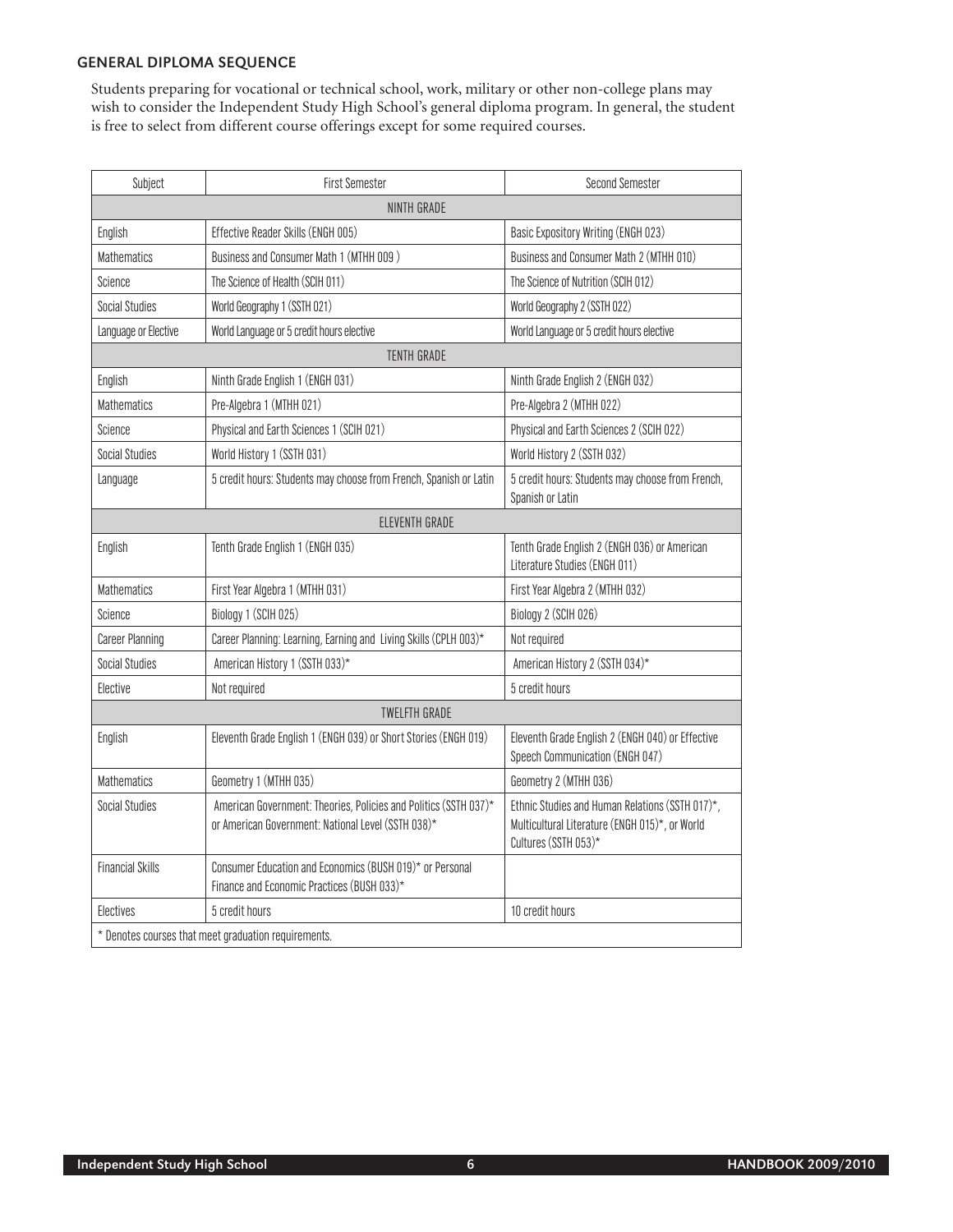## GENERAL DIPLOMA SEQUENCE

Students preparing for vocational or technical school, work, military or other non-college plans may wish to consider the Independent Study High School's general diploma program. In general, the student is free to select from different course offerings except for some required courses.

| Subject | First Semester | Second Semester |
|---|---|---|
| NINTH GRADE | | |
| English | Effective Reader Skills (ENGH 005) | Basic Expository Writing (ENGH 023) |
| Mathematics | Business and Consumer Math 1 (MTHH 009 ) | Business and Consumer Math 2 (MTHH 010) |
| Science | The Science of Health (SCIH 011) | The Science of Nutrition (SCIH 012) |
| Social Studies | World Geography 1 (SSTH 021) | World Geography 2 (SSTH 022) |
| Language or Elective | World Language or 5 credit hours elective | World Language or 5 credit hours elective |
| TENTH GRADE | | |
| English | Ninth Grade English 1 (ENGH 031) | Ninth Grade English 2 (ENGH 032) |
| Mathematics | Pre-Algebra 1 (MTHH 021) | Pre-Algebra 2 (MTHH 022) |
| Science | Physical and Earth Sciences 1 (SCIH 021) | Physical and Earth Sciences 2 (SCIH 022) |
| Social Studies | World History 1 (SSTH 031) | World History 2 (SSTH 032) |
| Language | 5 credit hours: Students may choose from French, Spanish or Latin | 5 credit hours: Students may choose from French, Spanish or Latin |
| ELEVENTH GRADE | | |
| English | Tenth Grade English 1 (ENGH 035) | Tenth Grade English 2 (ENGH 036) or American Literature Studies (ENGH 011) |
| Mathematics | First Year Algebra 1 (MTHH 031) | First Year Algebra 2 (MTHH 032) |
| Science | Biology 1 (SCIH 025) | Biology 2 (SCIH 026) |
| Career Planning | Career Planning: Learning, Earning and Living Skills (CPLH 003)* | Not required |
| Social Studies | American History 1 (SSTH 033)* | American History 2 (SSTH 034)* |
| Elective | Not required | 5 credit hours |
| TWELFTH GRADE | | |
| English | Eleventh Grade English 1 (ENGH 039) or Short Stories (ENGH 019) | Eleventh Grade English 2 (ENGH 040) or Effective Speech Communication (ENGH 047) |
| Mathematics | Geometry 1 (MTHH 035) | Geometry 2 (MTHH 036) |
| Social Studies | American Government: Theories, Policies and Politics (SSTH 037)* or American Government: National Level (SSTH 038)* | Ethnic Studies and Human Relations (SSTH 017)*, Multicultural Literature (ENGH 015)*, or World Cultures (SSTH 053)* |
| Financial Skills | Consumer Education and Economics (BUSH 019)* or Personal Finance and Economic Practices (BUSH 033)* | |
| Electives | 5 credit hours | 10 credit hours |
| * Denotes courses that meet graduation requirements. | | |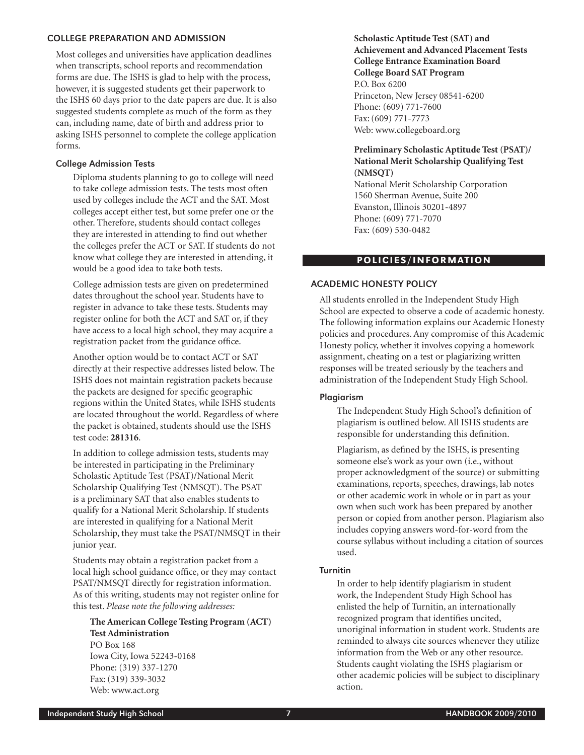## COLLEGE PREPARATION AND ADMISSION

Most colleges and universities have application deadlines when transcripts, school reports and recommendation forms are due. The ISHS is glad to help with the process, however, it is suggested students get their paperwork to the ISHS 60 days prior to the date papers are due. It is also suggested students complete as much of the form as they can, including name, date of birth and address prior to asking ISHS personnel to complete the college application forms.

### College Admission Tests

Diploma students planning to go to college will need to take college admission tests. The tests most often used by colleges include the ACT and the SAT. Most colleges accept either test, but some prefer one or the other. Therefore, students should contact colleges they are interested in attending to find out whether the colleges prefer the ACT or SAT. If students do not know what college they are interested in attending, it would be a good idea to take both tests.

College admission tests are given on predetermined dates throughout the school year. Students have to register in advance to take these tests. Students may register online for both the ACT and SAT or, if they have access to a local high school, they may acquire a registration packet from the guidance office.

Another option would be to contact ACT or SAT directly at their respective addresses listed below. The ISHS does not maintain registration packets because the packets are designed for specific geographic regions within the United States, while ISHS students are located throughout the world. Regardless of where the packet is obtained, students should use the ISHS test code: **281316**.

In addition to college admission tests, students may be interested in participating in the Preliminary Scholastic Aptitude Test (PSAT)/National Merit Scholarship Qualifying Test (NMSQT). The PSAT is a preliminary SAT that also enables students to qualify for a National Merit Scholarship. If students are interested in qualifying for a National Merit Scholarship, they must take the PSAT/NMSQT in their junior year.

Students may obtain a registration packet from a local high school guidance office, or they may contact PSAT/NMSQT directly for registration information. As of this writing, students may not register online for this test. *Please note the following addresses:*

**The American College Testing Program (ACT) Test Administration**
PO Box 168
Iowa City, Iowa 52243-0168
Phone: (319) 337-1270
Fax: (319) 339-3032
Web: www.act.org

**Scholastic Aptitude Test (SAT) and Achievement and Advanced Placement Tests College Entrance Examination Board College Board SAT Program**
P.O. Box 6200
Princeton, New Jersey 08541-6200
Phone: (609) 771-7600
Fax: (609) 771-7773
Web: www.collegeboard.org

**Preliminary Scholastic Aptitude Test (PSAT)/ National Merit Scholarship Qualifying Test (NMSQT)**
National Merit Scholarship Corporation
1560 Sherman Avenue, Suite 200
Evanston, Illinois 30201-4897
Phone: (609) 771-7070
Fax: (609) 530-0482

# POLICIES/INFORMATION

## ACADEMIC HONESTY POLICY

All students enrolled in the Independent Study High School are expected to observe a code of academic honesty. The following information explains our Academic Honesty policies and procedures. Any compromise of this Academic Honesty policy, whether it involves copying a homework assignment, cheating on a test or plagiarizing written responses will be treated seriously by the teachers and administration of the Independent Study High School.

### Plagiarism

The Independent Study High School's definition of plagiarism is outlined below. All ISHS students are responsible for understanding this definition.

Plagiarism, as defined by the ISHS, is presenting someone else's work as your own (i.e., without proper acknowledgment of the source) or submitting examinations, reports, speeches, drawings, lab notes or other academic work in whole or in part as your own when such work has been prepared by another person or copied from another person. Plagiarism also includes copying answers word-for-word from the course syllabus without including a citation of sources used.

### Turnitin

In order to help identify plagiarism in student work, the Independent Study High School has enlisted the help of Turnitin, an internationally recognized program that identifies uncited, unoriginal information in student work. Students are reminded to always cite sources whenever they utilize information from the Web or any other resource. Students caught violating the ISHS plagiarism or other academic policies will be subject to disciplinary action.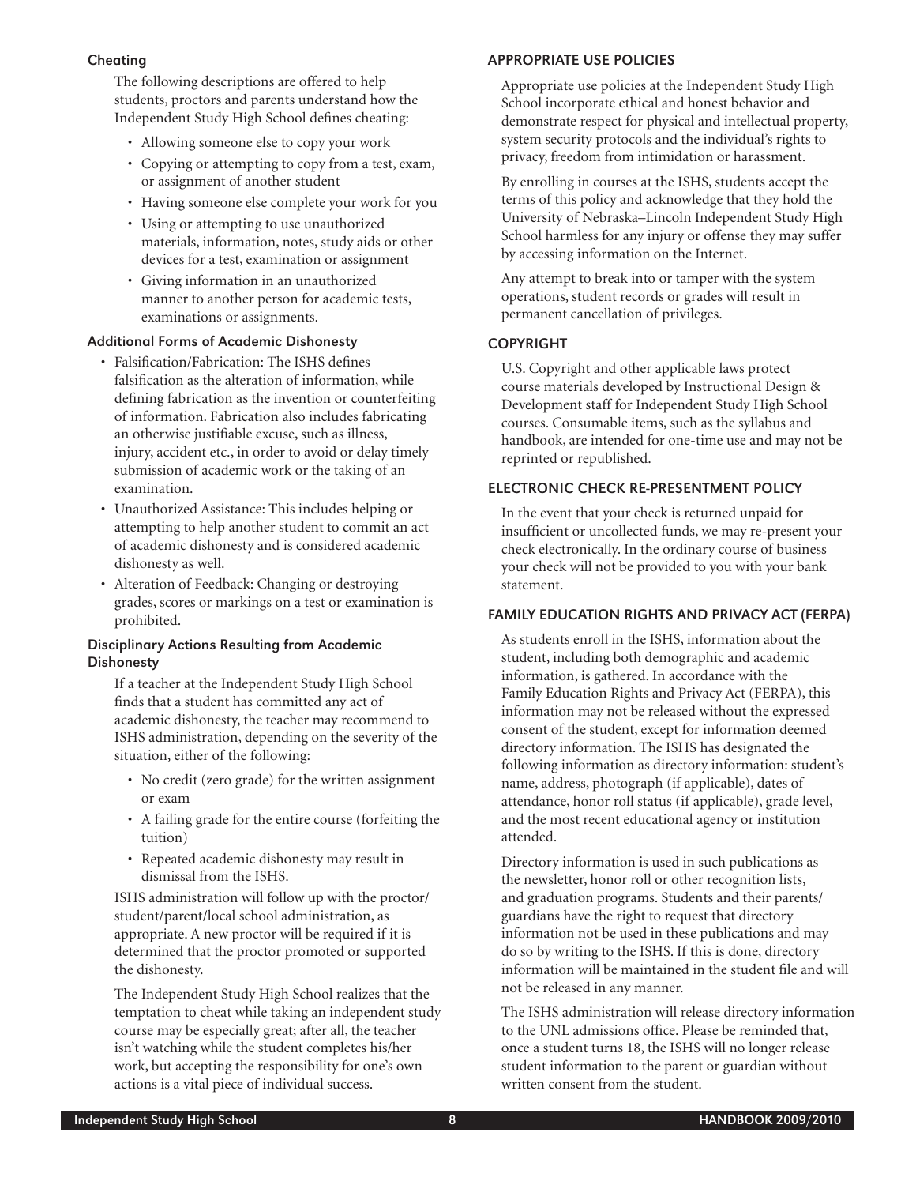### Cheating

The following descriptions are offered to help students, proctors and parents understand how the Independent Study High School defines cheating:

- Allowing someone else to copy your work
- Copying or attempting to copy from a test, exam, or assignment of another student
- Having someone else complete your work for you
- Using or attempting to use unauthorized materials, information, notes, study aids or other devices for a test, examination or assignment
- Giving information in an unauthorized manner to another person for academic tests, examinations or assignments.

### Additional Forms of Academic Dishonesty

- Falsification/Fabrication: The ISHS defines falsification as the alteration of information, while defining fabrication as the invention or counterfeiting of information. Fabrication also includes fabricating an otherwise justifiable excuse, such as illness, injury, accident etc., in order to avoid or delay timely submission of academic work or the taking of an examination.
- Unauthorized Assistance: This includes helping or attempting to help another student to commit an act of academic dishonesty and is considered academic dishonesty as well.
- Alteration of Feedback: Changing or destroying grades, scores or markings on a test or examination is prohibited.

### Disciplinary Actions Resulting from Academic Dishonesty

If a teacher at the Independent Study High School finds that a student has committed any act of academic dishonesty, the teacher may recommend to ISHS administration, depending on the severity of the situation, either of the following:

- No credit (zero grade) for the written assignment or exam
- A failing grade for the entire course (forfeiting the tuition)
- Repeated academic dishonesty may result in dismissal from the ISHS.

ISHS administration will follow up with the proctor/student/parent/local school administration, as appropriate. A new proctor will be required if it is determined that the proctor promoted or supported the dishonesty.

The Independent Study High School realizes that the temptation to cheat while taking an independent study course may be especially great; after all, the teacher isn't watching while the student completes his/her work, but accepting the responsibility for one's own actions is a vital piece of individual success.

## APPROPRIATE USE POLICIES

Appropriate use policies at the Independent Study High School incorporate ethical and honest behavior and demonstrate respect for physical and intellectual property, system security protocols and the individual's rights to privacy, freedom from intimidation or harassment.

By enrolling in courses at the ISHS, students accept the terms of this policy and acknowledge that they hold the University of Nebraska–Lincoln Independent Study High School harmless for any injury or offense they may suffer by accessing information on the Internet.

Any attempt to break into or tamper with the system operations, student records or grades will result in permanent cancellation of privileges.

## COPYRIGHT

U.S. Copyright and other applicable laws protect course materials developed by Instructional Design & Development staff for Independent Study High School courses. Consumable items, such as the syllabus and handbook, are intended for one-time use and may not be reprinted or republished.

## ELECTRONIC CHECK RE-PRESENTMENT POLICY

In the event that your check is returned unpaid for insufficient or uncollected funds, we may re-present your check electronically. In the ordinary course of business your check will not be provided to you with your bank statement.

## FAMILY EDUCATION RIGHTS AND PRIVACY ACT (FERPA)

As students enroll in the ISHS, information about the student, including both demographic and academic information, is gathered. In accordance with the Family Education Rights and Privacy Act (FERPA), this information may not be released without the expressed consent of the student, except for information deemed directory information. The ISHS has designated the following information as directory information: student's name, address, photograph (if applicable), dates of attendance, honor roll status (if applicable), grade level, and the most recent educational agency or institution attended.

Directory information is used in such publications as the newsletter, honor roll or other recognition lists, and graduation programs. Students and their parents/guardians have the right to request that directory information not be used in these publications and may do so by writing to the ISHS. If this is done, directory information will be maintained in the student file and will not be released in any manner.

The ISHS administration will release directory information to the UNL admissions office. Please be reminded that, once a student turns 18, the ISHS will no longer release student information to the parent or guardian without written consent from the student.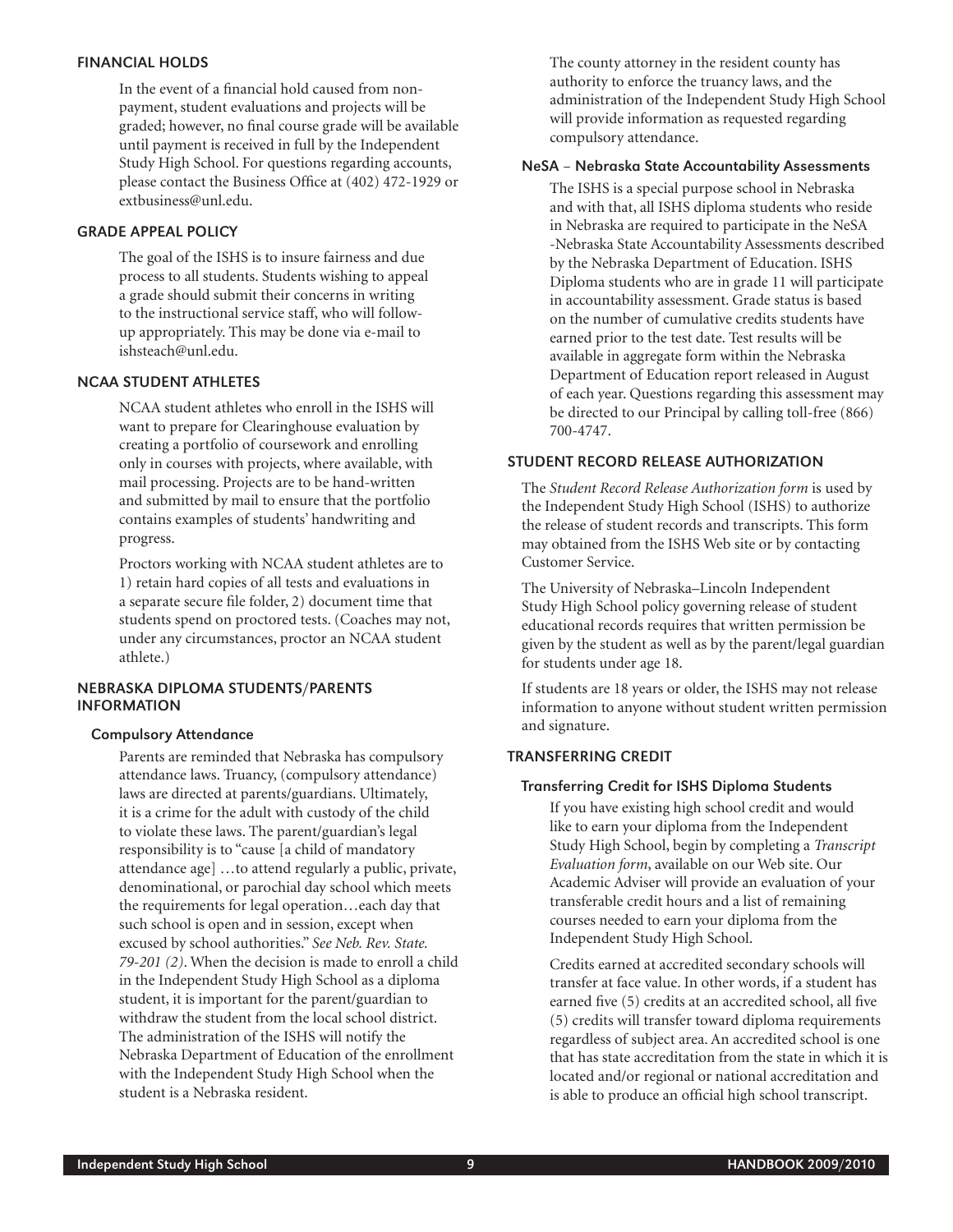## FINANCIAL HOLDS

In the event of a financial hold caused from non-payment, student evaluations and projects will be graded; however, no final course grade will be available until payment is received in full by the Independent Study High School. For questions regarding accounts, please contact the Business Office at (402) 472-1929 or extbusiness@unl.edu.

## GRADE APPEAL POLICY

The goal of the ISHS is to insure fairness and due process to all students. Students wishing to appeal a grade should submit their concerns in writing to the instructional service staff, who will follow-up appropriately. This may be done via e-mail to ishsteach@unl.edu.

## NCAA STUDENT ATHLETES

NCAA student athletes who enroll in the ISHS will want to prepare for Clearinghouse evaluation by creating a portfolio of coursework and enrolling only in courses with projects, where available, with mail processing. Projects are to be hand-written and submitted by mail to ensure that the portfolio contains examples of students' handwriting and progress.

Proctors working with NCAA student athletes are to 1) retain hard copies of all tests and evaluations in a separate secure file folder, 2) document time that students spend on proctored tests. (Coaches may not, under any circumstances, proctor an NCAA student athlete.)

## NEBRASKA DIPLOMA STUDENTS/PARENTS INFORMATION

### Compulsory Attendance

Parents are reminded that Nebraska has compulsory attendance laws. Truancy, (compulsory attendance) laws are directed at parents/guardians. Ultimately, it is a crime for the adult with custody of the child to violate these laws. The parent/guardian's legal responsibility is to "cause [a child of mandatory attendance age] …to attend regularly a public, private, denominational, or parochial day school which meets the requirements for legal operation…each day that such school is open and in session, except when excused by school authorities." *See Neb. Rev. State. 79-201 (2)*. When the decision is made to enroll a child in the Independent Study High School as a diploma student, it is important for the parent/guardian to withdraw the student from the local school district. The administration of the ISHS will notify the Nebraska Department of Education of the enrollment with the Independent Study High School when the student is a Nebraska resident.

The county attorney in the resident county has authority to enforce the truancy laws, and the administration of the Independent Study High School will provide information as requested regarding compulsory attendance.

### NeSA – Nebraska State Accountability Assessments

The ISHS is a special purpose school in Nebraska and with that, all ISHS diploma students who reside in Nebraska are required to participate in the NeSA -Nebraska State Accountability Assessments described by the Nebraska Department of Education. ISHS Diploma students who are in grade 11 will participate in accountability assessment. Grade status is based on the number of cumulative credits students have earned prior to the test date. Test results will be available in aggregate form within the Nebraska Department of Education report released in August of each year. Questions regarding this assessment may be directed to our Principal by calling toll-free (866) 700-4747.

## STUDENT RECORD RELEASE AUTHORIZATION

The *Student Record Release Authorization form* is used by the Independent Study High School (ISHS) to authorize the release of student records and transcripts. This form may obtained from the ISHS Web site or by contacting Customer Service.

The University of Nebraska–Lincoln Independent Study High School policy governing release of student educational records requires that written permission be given by the student as well as by the parent/legal guardian for students under age 18.

If students are 18 years or older, the ISHS may not release information to anyone without student written permission and signature.

## TRANSFERRING CREDIT

### Transferring Credit for ISHS Diploma Students

If you have existing high school credit and would like to earn your diploma from the Independent Study High School, begin by completing a *Transcript Evaluation form*, available on our Web site. Our Academic Adviser will provide an evaluation of your transferable credit hours and a list of remaining courses needed to earn your diploma from the Independent Study High School.

Credits earned at accredited secondary schools will transfer at face value. In other words, if a student has earned five (5) credits at an accredited school, all five (5) credits will transfer toward diploma requirements regardless of subject area. An accredited school is one that has state accreditation from the state in which it is located and/or regional or national accreditation and is able to produce an official high school transcript.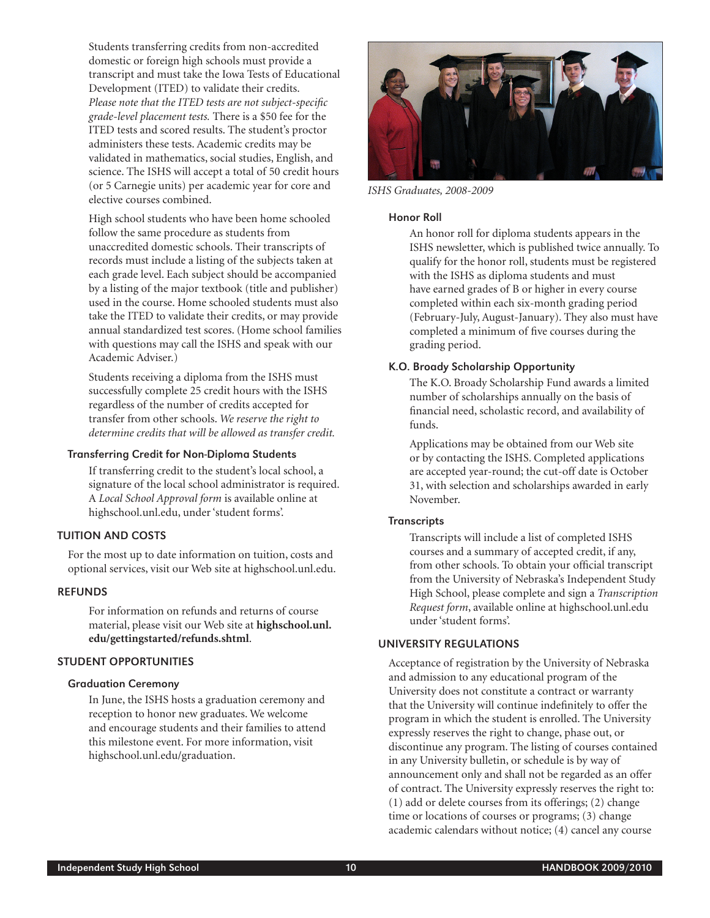Students transferring credits from non-accredited domestic or foreign high schools must provide a transcript and must take the Iowa Tests of Educational Development (ITED) to validate their credits. *Please note that the ITED tests are not subject-specific grade-level placement tests.* There is a $50 fee for the ITED tests and scored results. The student's proctor administers these tests. Academic credits may be validated in mathematics, social studies, English, and science. The ISHS will accept a total of 50 credit hours (or 5 Carnegie units) per academic year for core and elective courses combined.

High school students who have been home schooled follow the same procedure as students from unaccredited domestic schools. Their transcripts of records must include a listing of the subjects taken at each grade level. Each subject should be accompanied by a listing of the major textbook (title and publisher) used in the course. Home schooled students must also take the ITED to validate their credits, or may provide annual standardized test scores. (Home school families with questions may call the ISHS and speak with our Academic Adviser.)

Students receiving a diploma from the ISHS must successfully complete 25 credit hours with the ISHS regardless of the number of credits accepted for transfer from other schools. *We reserve the right to determine credits that will be allowed as transfer credit.*

### Transferring Credit for Non-Diploma Students

If transferring credit to the student's local school, a signature of the local school administrator is required. A *Local School Approval form* is available online at highschool.unl.edu, under 'student forms'.

## TUITION AND COSTS

For the most up to date information on tuition, costs and optional services, visit our Web site at highschool.unl.edu.

## REFUNDS

For information on refunds and returns of course material, please visit our Web site at **highschool.unl.edu/gettingstarted/refunds.shtml**.

## STUDENT OPPORTUNITIES

### Graduation Ceremony

In June, the ISHS hosts a graduation ceremony and reception to honor new graduates. We welcome and encourage students and their families to attend this milestone event. For more information, visit highschool.unl.edu/graduation.

*ISHS Graduates, 2008-2009*

### Honor Roll

An honor roll for diploma students appears in the ISHS newsletter, which is published twice annually. To qualify for the honor roll, students must be registered with the ISHS as diploma students and must have earned grades of B or higher in every course completed within each six-month grading period (February-July, August-January). They also must have completed a minimum of five courses during the grading period.

### K.O. Broady Scholarship Opportunity

The K.O. Broady Scholarship Fund awards a limited number of scholarships annually on the basis of financial need, scholastic record, and availability of funds.

Applications may be obtained from our Web site or by contacting the ISHS. Completed applications are accepted year-round; the cut-off date is October 31, with selection and scholarships awarded in early November.

### Transcripts

Transcripts will include a list of completed ISHS courses and a summary of accepted credit, if any, from other schools. To obtain your official transcript from the University of Nebraska's Independent Study High School, please complete and sign a *Transcription Request form*, available online at highschool.unl.edu under 'student forms'.

## UNIVERSITY REGULATIONS

Acceptance of registration by the University of Nebraska and admission to any educational program of the University does not constitute a contract or warranty that the University will continue indefinitely to offer the program in which the student is enrolled. The University expressly reserves the right to change, phase out, or discontinue any program. The listing of courses contained in any University bulletin, or schedule is by way of announcement only and shall not be regarded as an offer of contract. The University expressly reserves the right to: (1) add or delete courses from its offerings; (2) change time or locations of courses or programs; (3) change academic calendars without notice; (4) cancel any course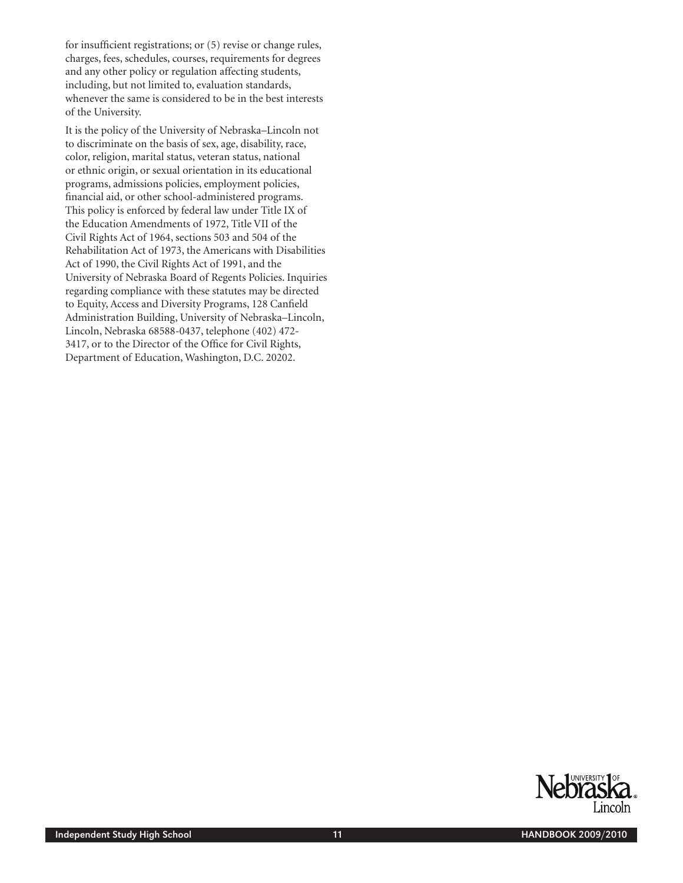for insufficient registrations; or (5) revise or change rules, charges, fees, schedules, courses, requirements for degrees and any other policy or regulation affecting students, including, but not limited to, evaluation standards, whenever the same is considered to be in the best interests of the University.

It is the policy of the University of Nebraska–Lincoln not to discriminate on the basis of sex, age, disability, race, color, religion, marital status, veteran status, national or ethnic origin, or sexual orientation in its educational programs, admissions policies, employment policies, financial aid, or other school-administered programs. This policy is enforced by federal law under Title IX of the Education Amendments of 1972, Title VII of the Civil Rights Act of 1964, sections 503 and 504 of the Rehabilitation Act of 1973, the Americans with Disabilities Act of 1990, the Civil Rights Act of 1991, and the University of Nebraska Board of Regents Policies. Inquiries regarding compliance with these statutes may be directed to Equity, Access and Diversity Programs, 128 Canfield Administration Building, University of Nebraska–Lincoln, Lincoln, Nebraska 68588-0437, telephone (402) 472-3417, or to the Director of the Office for Civil Rights, Department of Education, Washington, D.C. 20202.